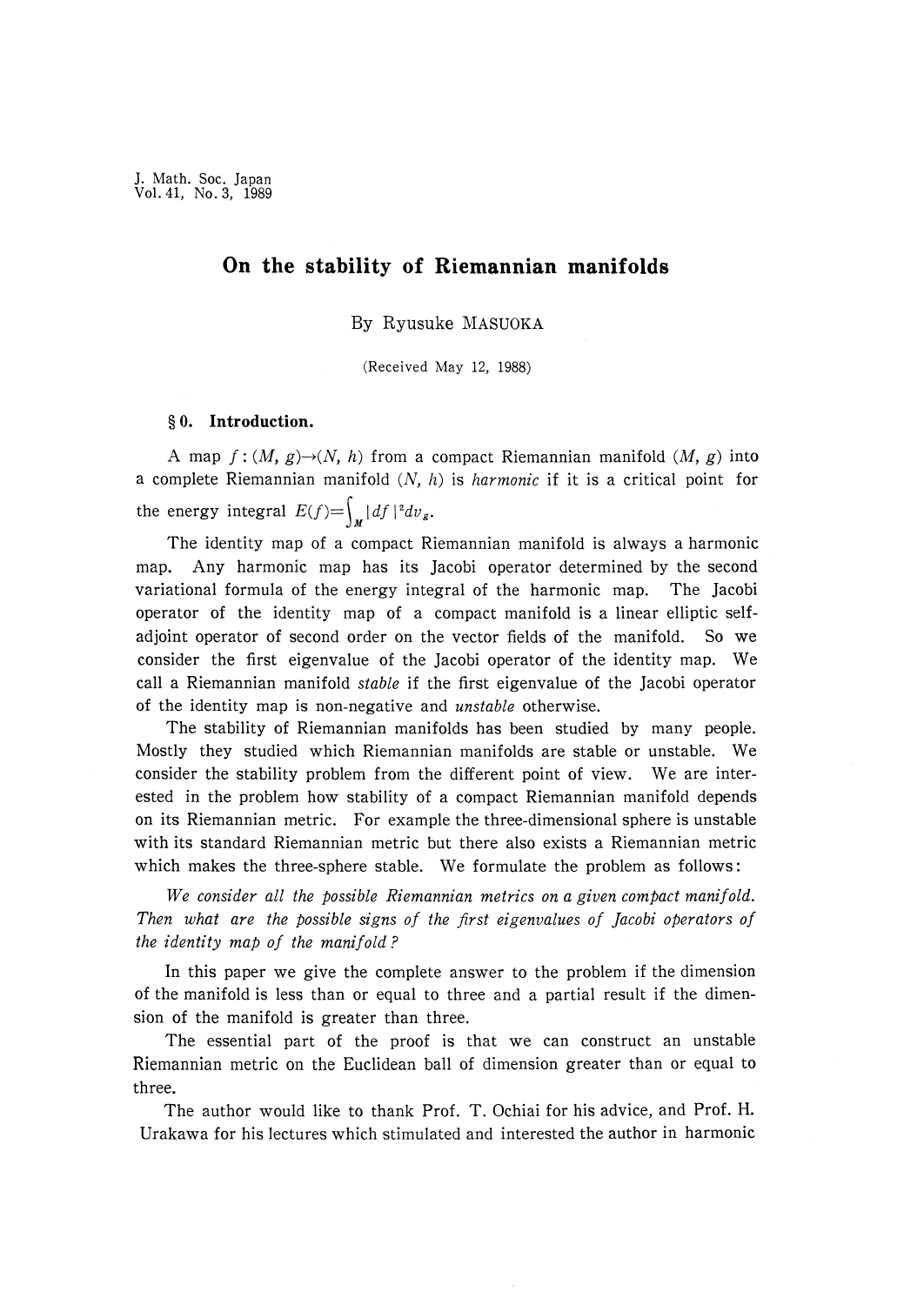# On the stability of Riemannian manifolds

By Ryusuke MASUOKA

(Received May 12, 1988)

## § 0. Introduction.

A map $f:(M, g)\to(N, h)$ from a compact Riemannian manifold $(M, g)$ into a complete Riemannian manifold $(N, h)$ is *harmonic* if it is a critical point for the energy integral $E(f)=\int_M |df|^2 dv_g$.

The identity map of a compact Riemannian manifold is always a harmonic map. Any harmonic map has its Jacobi operator determined by the second variational formula of the energy integral of the harmonic map. The Jacobi operator of the identity map of a compact manifold is a linear elliptic self-adjoint operator of second order on the vector fields of the manifold. So we consider the first eigenvalue of the Jacobi operator of the identity map. We call a Riemannian manifold *stable* if the first eigenvalue of the Jacobi operator of the identity map is non-negative and *unstable* otherwise.

The stability of Riemannian manifolds has been studied by many people. Mostly they studied which Riemannian manifolds are stable or unstable. We consider the stability problem from the different point of view. We are interested in the problem how stability of a compact Riemannian manifold depends on its Riemannian metric. For example the three-dimensional sphere is unstable with its standard Riemannian metric but there also exists a Riemannian metric which makes the three-sphere stable. We formulate the problem as follows:

*We consider all the possible Riemannian metrics on a given compact manifold. Then what are the possible signs of the first eigenvalues of Jacobi operators of the identity map of the manifold?*

In this paper we give the complete answer to the problem if the dimension of the manifold is less than or equal to three and a partial result if the dimension of the manifold is greater than three.

The essential part of the proof is that we can construct an unstable Riemannian metric on the Euclidean ball of dimension greater than or equal to three.

The author would like to thank Prof. T. Ochiai for his advice, and Prof. H. Urakawa for his lectures which stimulated and interested the author in harmonic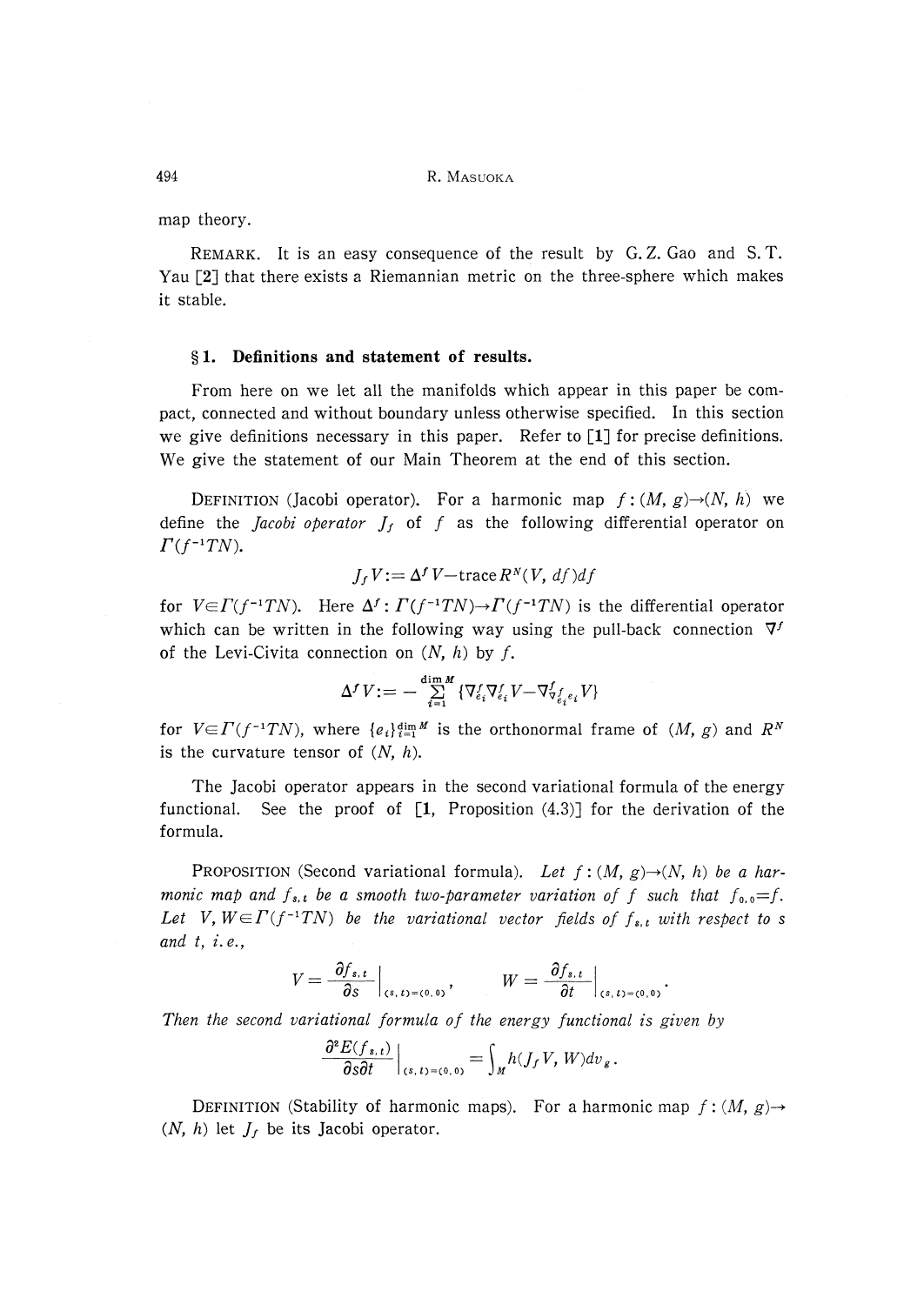map theory.

REMARK. It is an easy consequence of the result by G. Z. Gao and S. T. Yau [2] that there exists a Riemannian metric on the three-sphere which makes it stable.

## §1. Definitions and statement of results.

From here on we let all the manifolds which appear in this paper be compact, connected and without boundary unless otherwise specified. In this section we give definitions necessary in this paper. Refer to [1] for precise definitions. We give the statement of our Main Theorem at the end of this section.

DEFINITION (Jacobi operator). For a harmonic map $f:(M, g)\to(N, h)$ we define the *Jacobi operator* $J_f$ of $f$ as the following differential operator on $\Gamma(f^{-1}TN)$.

$$J_f V := \Delta^f V - \operatorname{trace} R^N(V, df)df$$

for $V\in\Gamma(f^{-1}TN)$. Here $\Delta^f:\Gamma(f^{-1}TN)\to\Gamma(f^{-1}TN)$ is the differential operator which can be written in the following way using the pull-back connection $\nabla^f$ of the Levi-Civita connection on $(N, h)$ by $f$.

$$\Delta^f V := -\sum_{i=1}^{\dim M}\{\nabla^f_{e_i}\nabla^f_{e_i}V - \nabla^f_{\nabla^f_{e_i}e_i}V\}$$

for $V\in\Gamma(f^{-1}TN)$, where $\{e_i\}_{i=1}^{\dim M}$ is the orthonormal frame of $(M, g)$ and $R^N$ is the curvature tensor of $(N, h)$.

The Jacobi operator appears in the second variational formula of the energy functional. See the proof of [1, Proposition (4.3)] for the derivation of the formula.

PROPOSITION (Second variational formula). *Let $f:(M, g)\to(N, h)$ be a harmonic map and $f_{s,t}$ be a smooth two-parameter variation of $f$ such that $f_{0,0}=f$. Let $V, W\in\Gamma(f^{-1}TN)$ be the variational vector fields of $f_{s,t}$ with respect to $s$ and $t$, i.e.,*

$$V=\left.\frac{\partial f_{s,t}}{\partial s}\right|_{(s,t)=(0,0)}, \qquad W=\left.\frac{\partial f_{s,t}}{\partial t}\right|_{(s,t)=(0,0)}.$$

*Then the second variational formula of the energy functional is given by*

$$\left.\frac{\partial^2 E(f_{s,t})}{\partial s\partial t}\right|_{(s,t)=(0,0)} = \int_M h(J_f V, W)dv_g.$$

DEFINITION (Stability of harmonic maps). For a harmonic map $f:(M, g)\to(N, h)$ let $J_f$ be its Jacobi operator.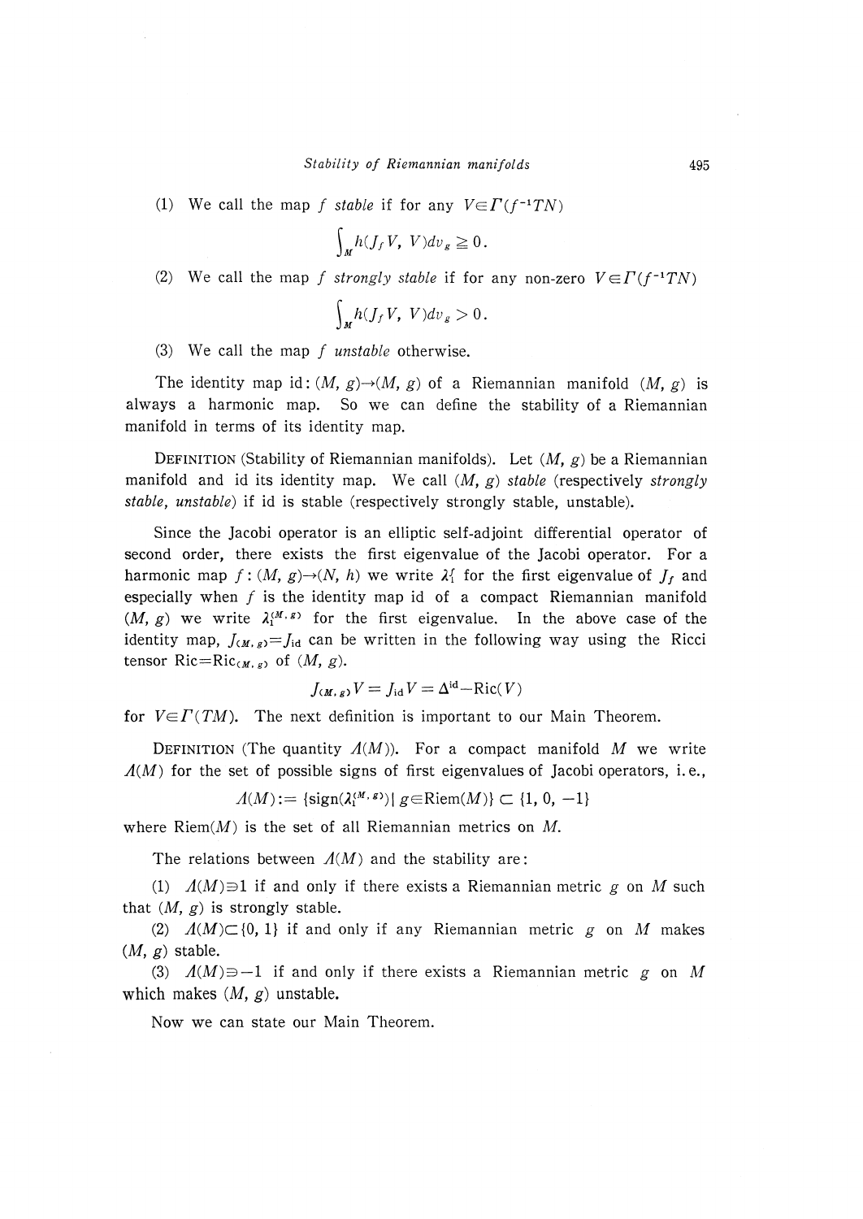(1) We call the map $f$ *stable* if for any $V \in \Gamma(f^{-1}TN)$

$$\int_M h(J_f V, V) dv_g \geqq 0.$$

(2) We call the map $f$ *strongly stable* if for any non-zero $V \in \Gamma(f^{-1}TN)$

$$\int_M h(J_f V, V) dv_g > 0.$$

(3) We call the map $f$ *unstable* otherwise.

The identity map id: $(M, g) \to (M, g)$ of a Riemannian manifold $(M, g)$ is always a harmonic map. So we can define the stability of a Riemannian manifold in terms of its identity map.

DEFINITION (Stability of Riemannian manifolds). Let $(M, g)$ be a Riemannian manifold and id its identity map. We call $(M, g)$ *stable* (respectively *strongly stable, unstable*) if id is stable (respectively strongly stable, unstable).

Since the Jacobi operator is an elliptic self-adjoint differential operator of second order, there exists the first eigenvalue of the Jacobi operator. For a harmonic map $f: (M, g) \to (N, h)$ we write $\lambda_1^f$ for the first eigenvalue of $J_f$ and especially when $f$ is the identity map id of a compact Riemannian manifold $(M, g)$ we write $\lambda_1^{(M, g)}$ for the first eigenvalue. In the above case of the identity map, $J_{(M, g)} = J_{\mathrm{id}}$ can be written in the following way using the Ricci tensor $\mathrm{Ric} = \mathrm{Ric}_{(M, g)}$ of $(M, g)$.

$$J_{(M, g)} V = J_{\mathrm{id}} V = \Delta^{\mathrm{id}} - \mathrm{Ric}(V)$$

for $V \in \Gamma(TM)$. The next definition is important to our Main Theorem.

DEFINITION (The quantity $\Lambda(M)$). For a compact manifold $M$ we write $\Lambda(M)$ for the set of possible signs of first eigenvalues of Jacobi operators, i.e.,

$$\Lambda(M) := \{\mathrm{sign}(\lambda_1^{(M, g)}) \mid g \in \mathrm{Riem}(M)\} \subset \{1, 0, -1\}$$

where $\mathrm{Riem}(M)$ is the set of all Riemannian metrics on $M$.

The relations between $\Lambda(M)$ and the stability are:

(1) $\Lambda(M) \ni 1$ if and only if there exists a Riemannian metric $g$ on $M$ such that $(M, g)$ is strongly stable.

(2) $\Lambda(M) \subset \{0, 1\}$ if and only if any Riemannian metric $g$ on $M$ makes $(M, g)$ stable.

(3) $\Lambda(M) \ni -1$ if and only if there exists a Riemannian metric $g$ on $M$ which makes $(M, g)$ unstable.

Now we can state our Main Theorem.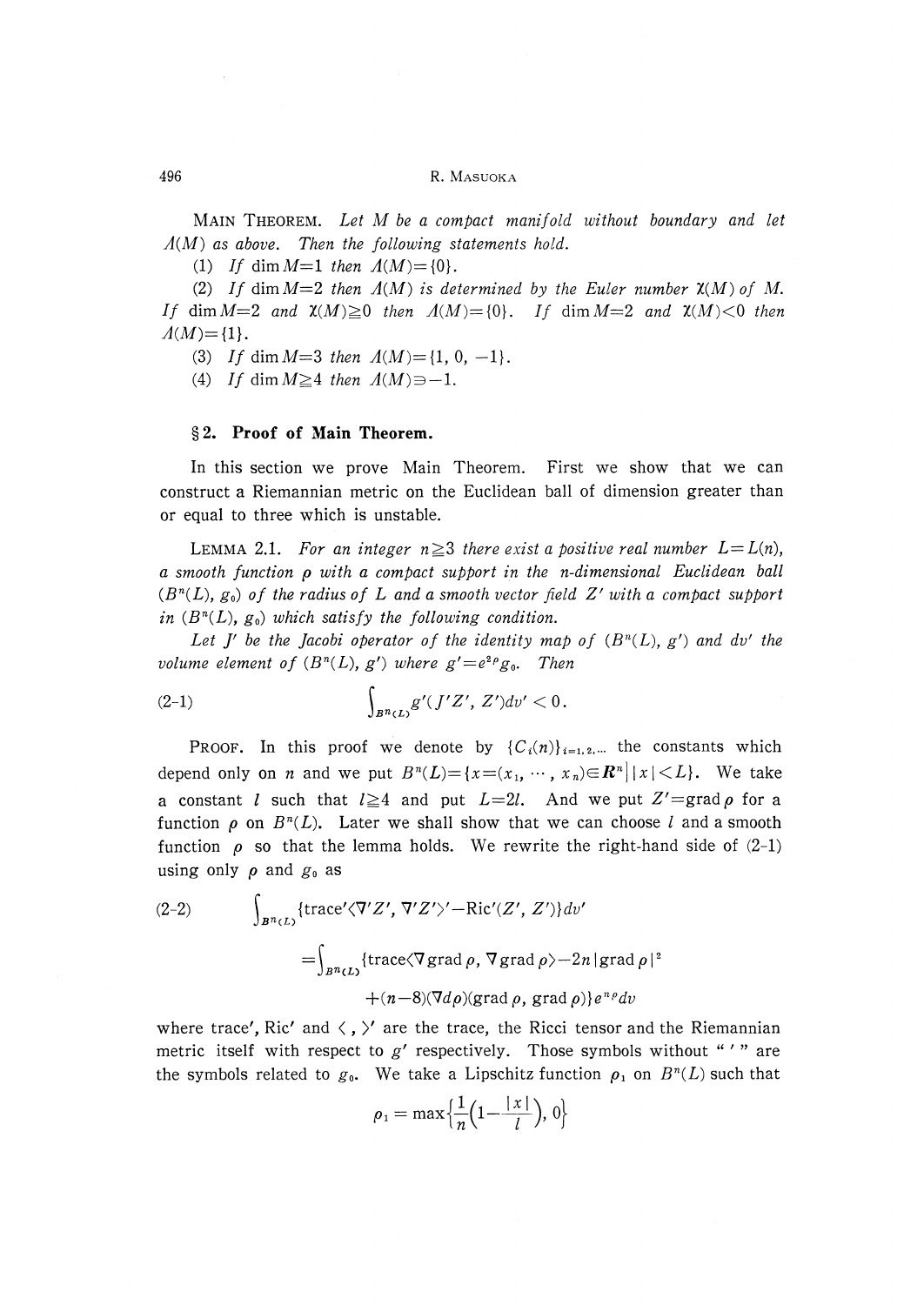MAIN THEOREM. *Let $M$ be a compact manifold without boundary and let $\Lambda(M)$ as above. Then the following statements hold.*

(1) *If* $\dim M=1$ *then* $\Lambda(M)=\{0\}$.

(2) *If* $\dim M=2$ *then* $\Lambda(M)$ *is determined by the Euler number* $\chi(M)$ *of* $M$. *If* $\dim M=2$ *and* $\chi(M)\geqq 0$ *then* $\Lambda(M)=\{0\}$. *If* $\dim M=2$ *and* $\chi(M)<0$ *then* $\Lambda(M)=\{1\}$.

(3) *If* $\dim M=3$ *then* $\Lambda(M)=\{1, 0, -1\}$.

(4) *If* $\dim M\geqq 4$ *then* $\Lambda(M)\ni -1$.

## §2. Proof of Main Theorem.

In this section we prove Main Theorem. First we show that we can construct a Riemannian metric on the Euclidean ball of dimension greater than or equal to three which is unstable.

LEMMA 2.1. *For an integer $n\geqq 3$ there exist a positive real number $L=L(n)$, a smooth function $\rho$ with a compact support in the $n$-dimensional Euclidean ball $(B^n(L), g_0)$ of the radius of $L$ and a smooth vector field $Z'$ with a compact support in $(B^n(L), g_0)$ which satisfy the following condition.*

*Let $J'$ be the Jacobi operator of the identity map of $(B^n(L), g')$ and $dv'$ the volume element of $(B^n(L), g')$ where $g'=e^{2\rho}g_0$. Then*

$$\int_{B^n(L)} g'(J'Z', Z')dv' < 0. \tag{2-1}$$

PROOF. In this proof we denote by $\{C_i(n)\}_{i=1,2,\dots}$ the constants which depend only on $n$ and we put $B^n(L)=\{x=(x_1, \cdots, x_n)\in \boldsymbol{R}^n \,|\, |x|<L\}$. We take a constant $l$ such that $l\geqq 4$ and put $L=2l$. And we put $Z'=\operatorname{grad}\rho$ for a function $\rho$ on $B^n(L)$. Later we shall show that we can choose $l$ and a smooth function $\rho$ so that the lemma holds. We rewrite the right-hand side of (2-1) using only $\rho$ and $g_0$ as

$$\begin{aligned}\int_{B^n(L)} &\{\operatorname{trace}'\langle \nabla' Z', \nabla' Z'\rangle' - \operatorname{Ric}'(Z', Z')\} dv' \\ &= \int_{B^n(L)} \{\operatorname{trace}\langle \nabla \operatorname{grad}\rho, \nabla \operatorname{grad}\rho\rangle - 2n|\operatorname{grad}\rho|^2 \\ &\qquad + (n-8)(\nabla d\rho)(\operatorname{grad}\rho, \operatorname{grad}\rho)\} e^{n\rho} dv\end{aligned} \tag{2-2}$$

where trace$'$, Ric$'$ and $\langle\ ,\ \rangle'$ are the trace, the Ricci tensor and the Riemannian metric itself with respect to $g'$ respectively. Those symbols without "$\,'\,$" are the symbols related to $g_0$. We take a Lipschitz function $\rho_1$ on $B^n(L)$ such that

$$\rho_1 = \max\left\{\frac{1}{n}\left(1-\frac{|x|}{l}\right), 0\right\}$$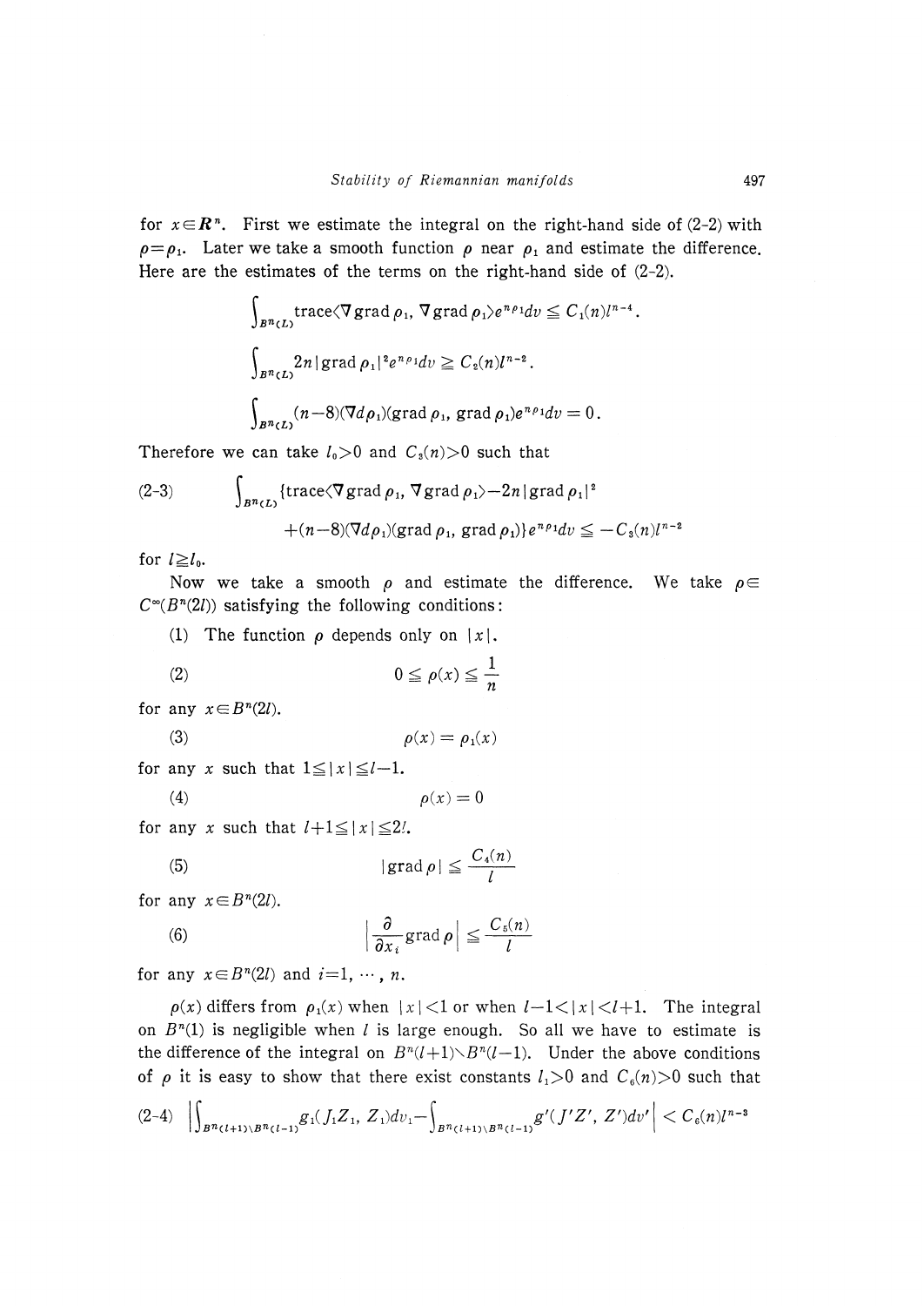for $x \in \boldsymbol{R}^n$. First we estimate the integral on the right-hand side of (2-2) with $\rho = \rho_1$. Later we take a smooth function $\rho$ near $\rho_1$ and estimate the difference. Here are the estimates of the terms on the right-hand side of (2-2).

$$\int_{B^n(L)} \operatorname{trace}\langle \nabla \operatorname{grad} \rho_1, \nabla \operatorname{grad} \rho_1 \rangle e^{n\rho_1} dv \leqq C_1(n) l^{n-4}.$$

$$\int_{B^n(L)} 2n |\operatorname{grad} \rho_1|^2 e^{n\rho_1} dv \geqq C_2(n) l^{n-2}.$$

$$\int_{B^n(L)} (n-8)(\nabla d\rho_1)(\operatorname{grad} \rho_1, \operatorname{grad} \rho_1) e^{n\rho_1} dv = 0.$$

Therefore we can take $l_0 > 0$ and $C_3(n) > 0$ such that

$$\begin{aligned}(2\text{-}3) \qquad \int_{B^n(L)} \{&\operatorname{trace}\langle \nabla \operatorname{grad} \rho_1, \nabla \operatorname{grad} \rho_1 \rangle - 2n |\operatorname{grad} \rho_1|^2 \\ &+ (n-8)(\nabla d\rho_1)(\operatorname{grad} \rho_1, \operatorname{grad} \rho_1)\} e^{n\rho_1} dv \leqq -C_3(n) l^{n-2}\end{aligned}$$

for $l \geqq l_0$.

Now we take a smooth $\rho$ and estimate the difference. We take $\rho \in C^\infty(B^n(2l))$ satisfying the following conditions:

(1) The function $\rho$ depends only on $|x|$.

(2)
$$0 \leqq \rho(x) \leqq \frac{1}{n}$$

for any $x \in B^n(2l)$.

(3)
$$\rho(x) = \rho_1(x)$$

for any $x$ such that $1 \leqq |x| \leqq l-1$.

(4)
$$\rho(x) = 0$$

for any $x$ such that $l+1 \leqq |x| \leqq 2l$.

(5)
$$|\operatorname{grad} \rho| \leqq \frac{C_4(n)}{l}$$

for any $x \in B^n(2l)$.

(6)
$$\left| \frac{\partial}{\partial x_i} \operatorname{grad} \rho \right| \leqq \frac{C_5(n)}{l}$$

for any $x \in B^n(2l)$ and $i = 1, \cdots, n$.

$\rho(x)$ differs from $\rho_1(x)$ when $|x| < 1$ or when $l-1 < |x| < l+1$. The integral on $B^n(1)$ is negligible when $l$ is large enough. So all we have to estimate is the difference of the integral on $B^n(l+1) \setminus B^n(l-1)$. Under the above conditions of $\rho$ it is easy to show that there exist constants $l_1 > 0$ and $C_6(n) > 0$ such that

$$(2\text{-}4) \quad \left| \int_{B^n(l+1) \setminus B^n(l-1)} g_1(J_1 Z_1, Z_1) dv_1 - \int_{B^n(l+1) \setminus B^n(l-1)} g'(J'Z', Z') dv' \right| < C_6(n) l^{n-3}$$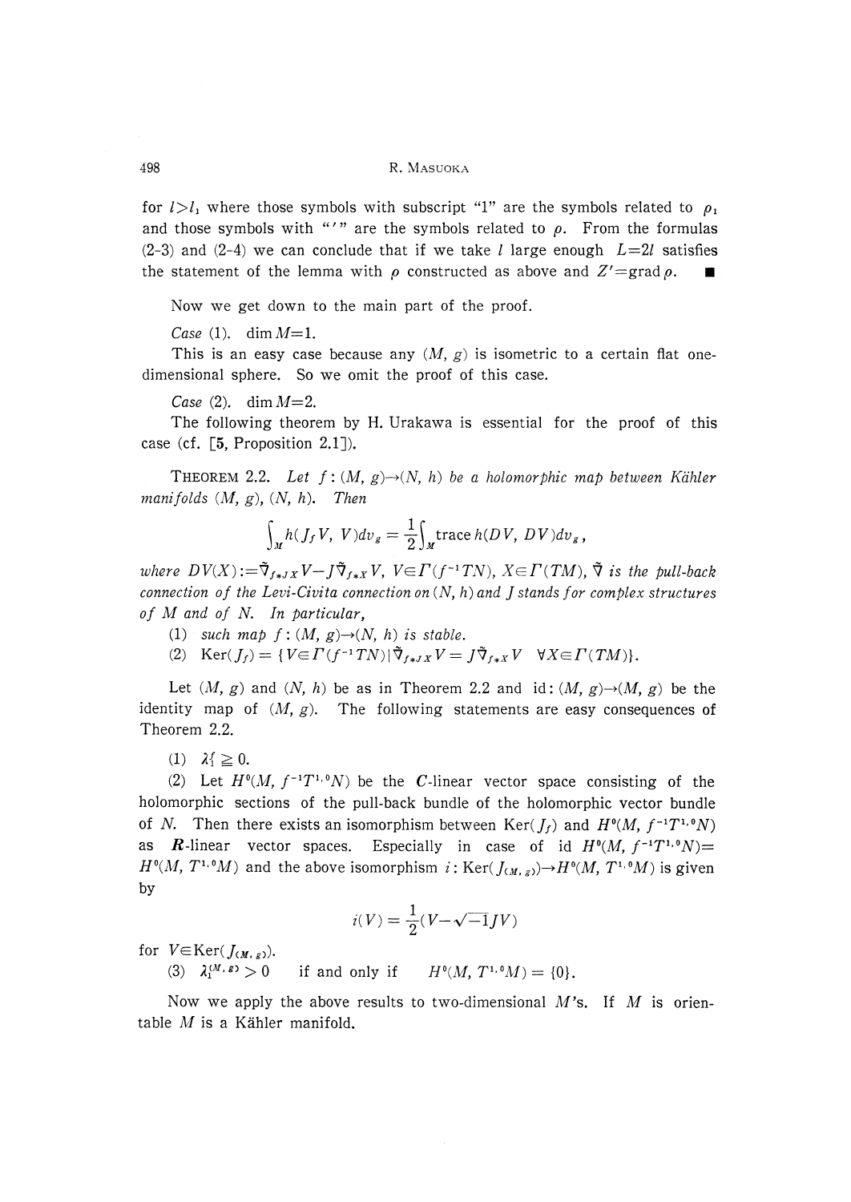for $l>l_1$ where those symbols with subscript "1" are the symbols related to $\rho_1$ and those symbols with "′" are the symbols related to $\rho$. From the formulas (2-3) and (2-4) we can conclude that if we take $l$ large enough $L=2l$ satisfies the statement of the lemma with $\rho$ constructed as above and $Z'=\operatorname{grad}\rho$. ■

Now we get down to the main part of the proof.

*Case* (1). $\dim M=1$.

This is an easy case because any $(M, g)$ is isometric to a certain flat one-dimensional sphere. So we omit the proof of this case.

*Case* (2). $\dim M=2$.

The following theorem by H. Urakawa is essential for the proof of this case (cf. [5, Proposition 2.1]).

THEOREM 2.2. *Let $f:(M, g)\to(N, h)$ be a holomorphic map between Kähler manifolds $(M, g)$, $(N, h)$. Then*

$$\int_M h(J_f V, V)dv_g=\frac{1}{2}\int_M \operatorname{trace} h(DV, DV)dv_g,$$

*where $DV(X):=\tilde{\nabla}_{f_*JX}V-J\tilde{\nabla}_{f_*X}V$, $V\in\Gamma(f^{-1}TN)$, $X\in\Gamma(TM)$, $\tilde{\nabla}$ is the pull-back connection of the Levi-Civita connection on $(N, h)$ and $J$ stands for complex structures of $M$ and of $N$. In particular,*

(1) *such map $f:(M, g)\to(N, h)$ is stable.*

(2) $\operatorname{Ker}(J_f)=\{V\in\Gamma(f^{-1}TN)\,|\,\tilde{\nabla}_{f_*JX}V=J\tilde{\nabla}_{f_*X}V \quad \forall X\in\Gamma(TM)\}$.

Let $(M, g)$ and $(N, h)$ be as in Theorem 2.2 and $\mathrm{id}:(M, g)\to(M, g)$ be the identity map of $(M, g)$. The following statements are easy consequences of Theorem 2.2.

(1) $\lambda_1^f\geqq 0$.

(2) Let $H^0(M, f^{-1}T^{1,0}N)$ be the $\boldsymbol{C}$-linear vector space consisting of the holomorphic sections of the pull-back bundle of the holomorphic vector bundle of $N$. Then there exists an isomorphism between $\operatorname{Ker}(J_f)$ and $H^0(M, f^{-1}T^{1,0}N)$ as $\boldsymbol{R}$-linear vector spaces. Especially in case of id $H^0(M, f^{-1}T^{1,0}N)=H^0(M, T^{1,0}M)$ and the above isomorphism $i:\operatorname{Ker}(J_{(M,g)})\to H^0(M, T^{1,0}M)$ is given by

$$i(V)=\frac{1}{2}(V-\sqrt{-1}JV)$$

for $V\in\operatorname{Ker}(J_{(M,g)})$.

(3) $\lambda_1^{(M,g)}>0 \quad$ if and only if $\quad H^0(M, T^{1,0}M)=\{0\}$.

Now we apply the above results to two-dimensional $M$'s. If $M$ is orientable $M$ is a Kähler manifold.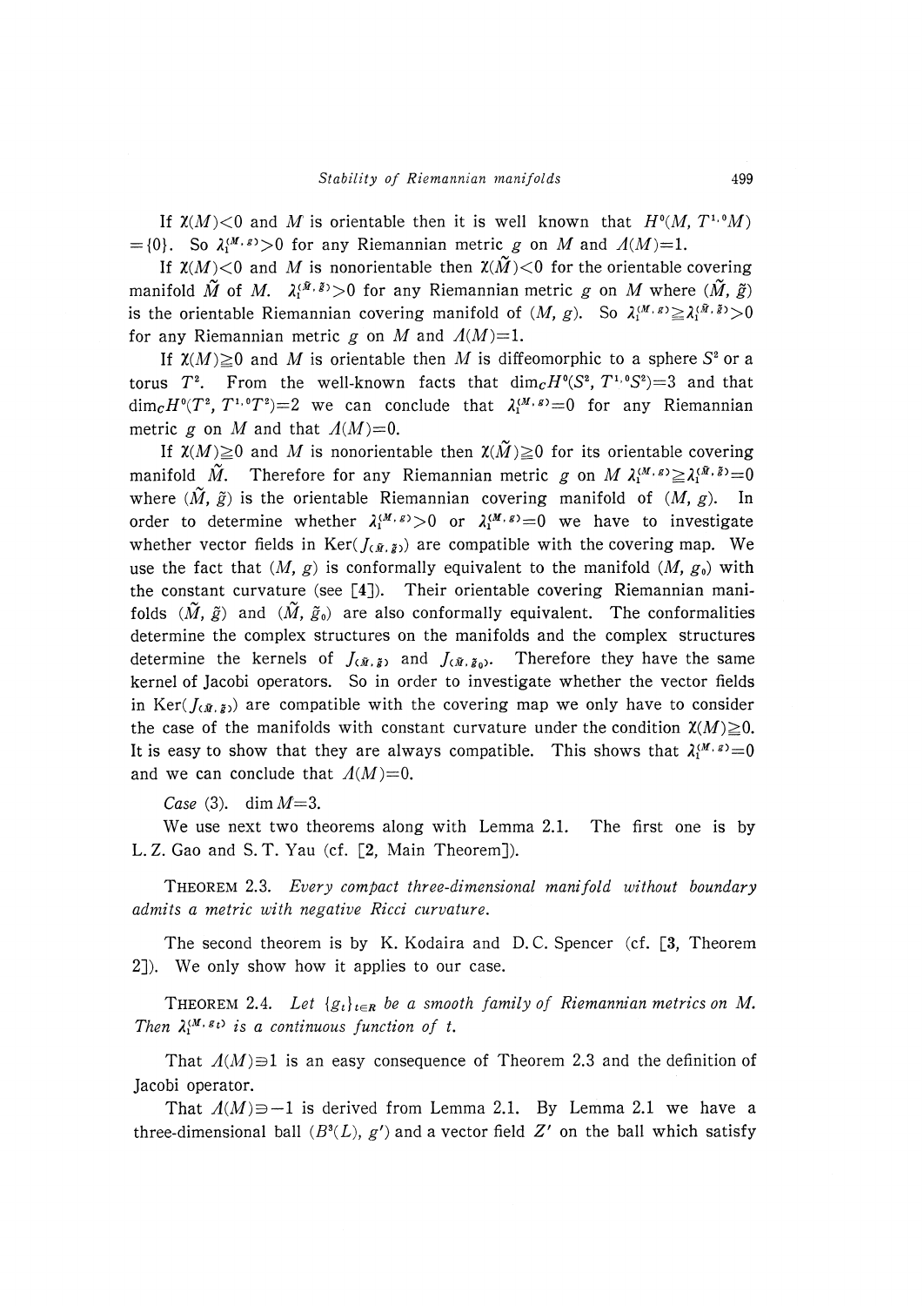If $\chi(M)<0$ and $M$ is orientable then it is well known that $H^0(M, T^{1,0}M) = \{0\}$. So $\lambda_1^{(M,g)}>0$ for any Riemannian metric $g$ on $M$ and $\Lambda(M)=1$.

If $\chi(M)<0$ and $M$ is nonorientable then $\chi(\tilde{M})<0$ for the orientable covering manifold $\tilde{M}$ of $M$. $\lambda_1^{(\tilde{M},\tilde{g})}>0$ for any Riemannian metric $g$ on $M$ where $(\tilde{M}, \tilde{g})$ is the orientable Riemannian covering manifold of $(M, g)$. So $\lambda_1^{(M,g)} \geqq \lambda_1^{(\tilde{M},\tilde{g})}>0$ for any Riemannian metric $g$ on $M$ and $\Lambda(M)=1$.

If $\chi(M)\geqq 0$ and $M$ is orientable then $M$ is diffeomorphic to a sphere $S^2$ or a torus $T^2$. From the well-known facts that $\dim_{\mathbf{C}} H^0(S^2, T^{1,0}S^2)=3$ and that $\dim_{\mathbf{C}} H^0(T^2, T^{1,0}T^2)=2$ we can conclude that $\lambda_1^{(M,g)}=0$ for any Riemannian metric $g$ on $M$ and that $\Lambda(M)=0$.

If $\chi(M)\geqq 0$ and $M$ is nonorientable then $\chi(\tilde{M})\geqq 0$ for its orientable covering manifold $\tilde{M}$. Therefore for any Riemannian metric $g$ on $M$ $\lambda_1^{(M,g)} \geqq \lambda_1^{(\tilde{M},\tilde{g})}=0$ where $(\tilde{M}, \tilde{g})$ is the orientable Riemannian covering manifold of $(M, g)$. In order to determine whether $\lambda_1^{(M,g)}>0$ or $\lambda_1^{(M,g)}=0$ we have to investigate whether vector fields in $\mathrm{Ker}(J_{(\tilde{M},\tilde{g})})$ are compatible with the covering map. We use the fact that $(M, g)$ is conformally equivalent to the manifold $(M, g_0)$ with the constant curvature (see [4]). Their orientable covering Riemannian manifolds $(\tilde{M}, \tilde{g})$ and $(\tilde{M}, \tilde{g}_0)$ are also conformally equivalent. The conformalities determine the complex structures on the manifolds and the complex structures determine the kernels of $J_{(\tilde{M},\tilde{g})}$ and $J_{(\tilde{M},\tilde{g}_0)}$. Therefore they have the same kernel of Jacobi operators. So in order to investigate whether the vector fields in $\mathrm{Ker}(J_{(\tilde{M},\tilde{g})})$ are compatible with the covering map we only have to consider the case of the manifolds with constant curvature under the condition $\chi(M)\geqq 0$. It is easy to show that they are always compatible. This shows that $\lambda_1^{(M,g)}=0$ and we can conclude that $\Lambda(M)=0$.

*Case* (3). $\dim M=3$.

We use next two theorems along with Lemma 2.1. The first one is by L. Z. Gao and S. T. Yau (cf. [2, Main Theorem]).

THEOREM 2.3. *Every compact three-dimensional manifold without boundary admits a metric with negative Ricci curvature.*

The second theorem is by K. Kodaira and D. C. Spencer (cf. [3, Theorem 2]). We only show how it applies to our case.

THEOREM 2.4. *Let $\{g_t\}_{t\in\mathbf{R}}$ be a smooth family of Riemannian metrics on $M$. Then $\lambda_1^{(M,g_t)}$ is a continuous function of $t$.*

That $\Lambda(M)\ni 1$ is an easy consequence of Theorem 2.3 and the definition of Jacobi operator.

That $\Lambda(M)\ni -1$ is derived from Lemma 2.1. By Lemma 2.1 we have a three-dimensional ball $(B^3(L), g')$ and a vector field $Z'$ on the ball which satisfy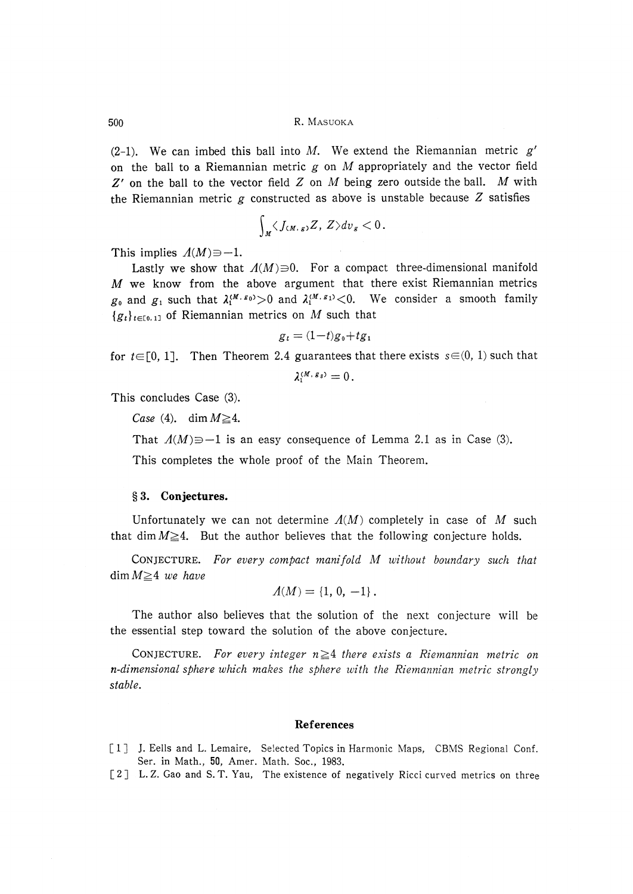(2-1). We can imbed this ball into $M$. We extend the Riemannian metric $g'$ on the ball to a Riemannian metric $g$ on $M$ appropriately and the vector field $Z'$ on the ball to the vector field $Z$ on $M$ being zero outside the ball. $M$ with the Riemannian metric $g$ constructed as above is unstable because $Z$ satisfies

$$\int_M \langle J_{(M,g)}Z, Z\rangle dv_g < 0.$$

This implies $\Lambda(M) \ni -1$.

Lastly we show that $\Lambda(M) \ni 0$. For a compact three-dimensional manifold $M$ we know from the above argument that there exist Riemannian metrics $g_0$ and $g_1$ such that $\lambda_1^{(M,g_0)} > 0$ and $\lambda_1^{(M,g_1)} < 0$. We consider a smooth family $\{g_t\}_{t\in[0,1]}$ of Riemannian metrics on $M$ such that

$$g_t = (1-t)g_0 + tg_1$$

for $t \in [0, 1]$. Then Theorem 2.4 guarantees that there exists $s \in (0, 1)$ such that

$$\lambda_1^{(M,g_s)} = 0.$$

This concludes Case (3).

*Case* (4). $\dim M \geqq 4$.

That $\Lambda(M) \ni -1$ is an easy consequence of Lemma 2.1 as in Case (3).

This completes the whole proof of the Main Theorem.

## § 3. Conjectures.

Unfortunately we can not determine $\Lambda(M)$ completely in case of $M$ such that $\dim M \geqq 4$. But the author believes that the following conjecture holds.

CONJECTURE. *For every compact manifold $M$ without boundary such that $\dim M \geqq 4$ we have*

$$\Lambda(M) = \{1, 0, -1\}.$$

The author also believes that the solution of the next conjecture will be the essential step toward the solution of the above conjecture.

CONJECTURE. *For every integer $n \geqq 4$ there exists a Riemannian metric on $n$-dimensional sphere which makes the sphere with the Riemannian metric strongly stable.*

### References

[1] J. Eells and L. Lemaire, Selected Topics in Harmonic Maps, CBMS Regional Conf. Ser. in Math., 50, Amer. Math. Soc., 1983.

[2] L. Z. Gao and S. T. Yau, The existence of negatively Ricci curved metrics on three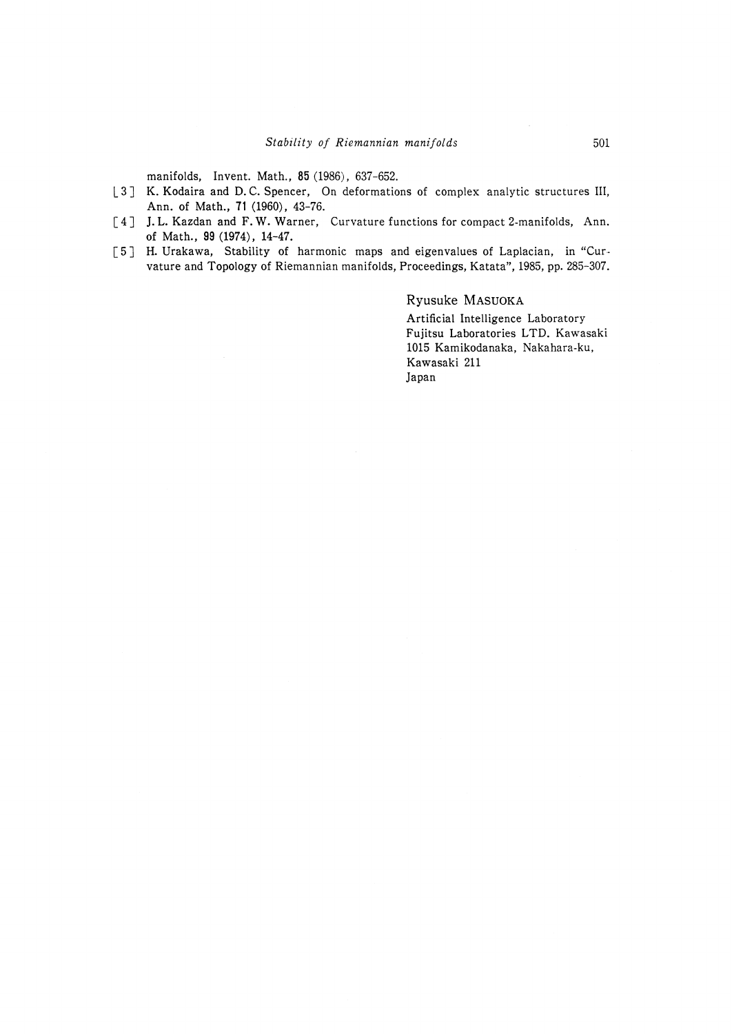manifolds, Invent. Math., **85** (1986), 637–652.

[3] K. Kodaira and D. C. Spencer, On deformations of complex analytic structures III, Ann. of Math., **71** (1960), 43–76.

[4] J. L. Kazdan and F. W. Warner, Curvature functions for compact 2-manifolds, Ann. of Math., **99** (1974), 14–47.

[5] H. Urakawa, Stability of harmonic maps and eigenvalues of Laplacian, in "Curvature and Topology of Riemannian manifolds, Proceedings, Katata", 1985, pp. 285–307.

Ryusuke MASUOKA
Artificial Intelligence Laboratory
Fujitsu Laboratories LTD. Kawasaki
1015 Kamikodanaka, Nakahara-ku,
Kawasaki 211
Japan